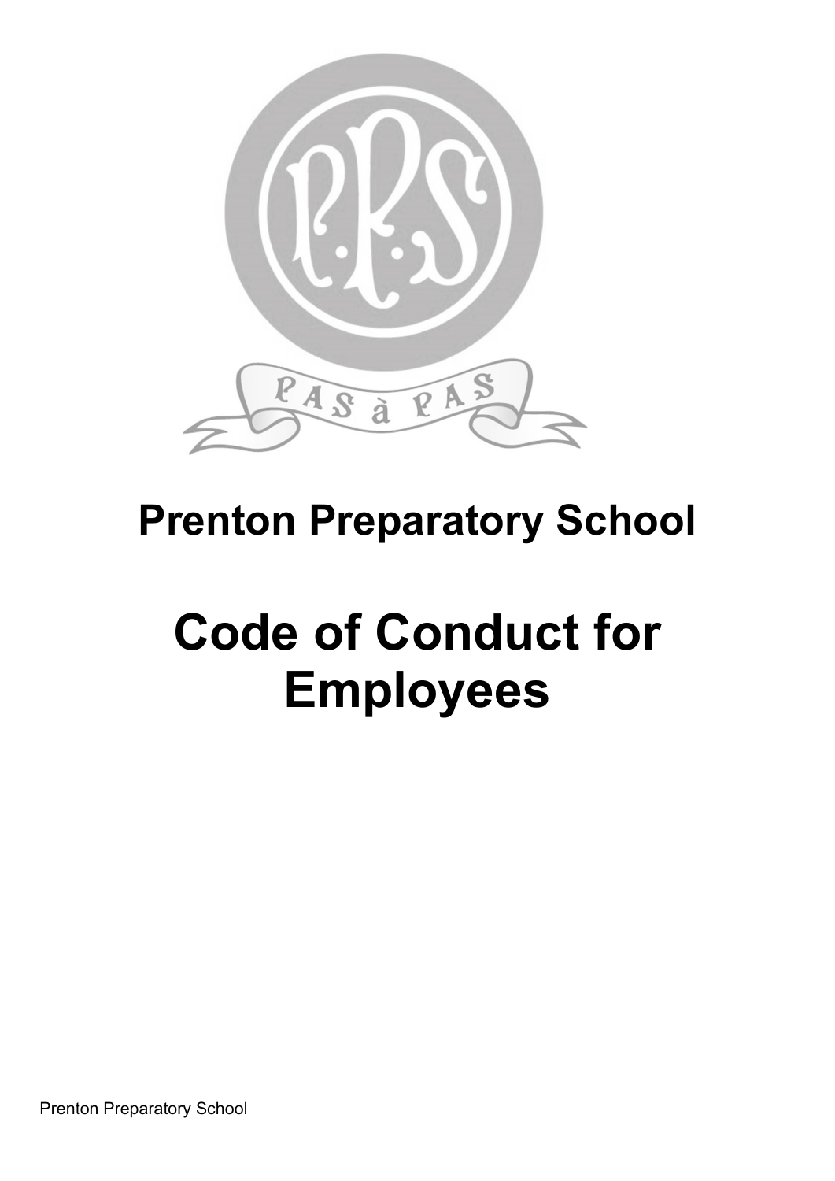# Prenton Preparatory School

# Code of Conduct for Employees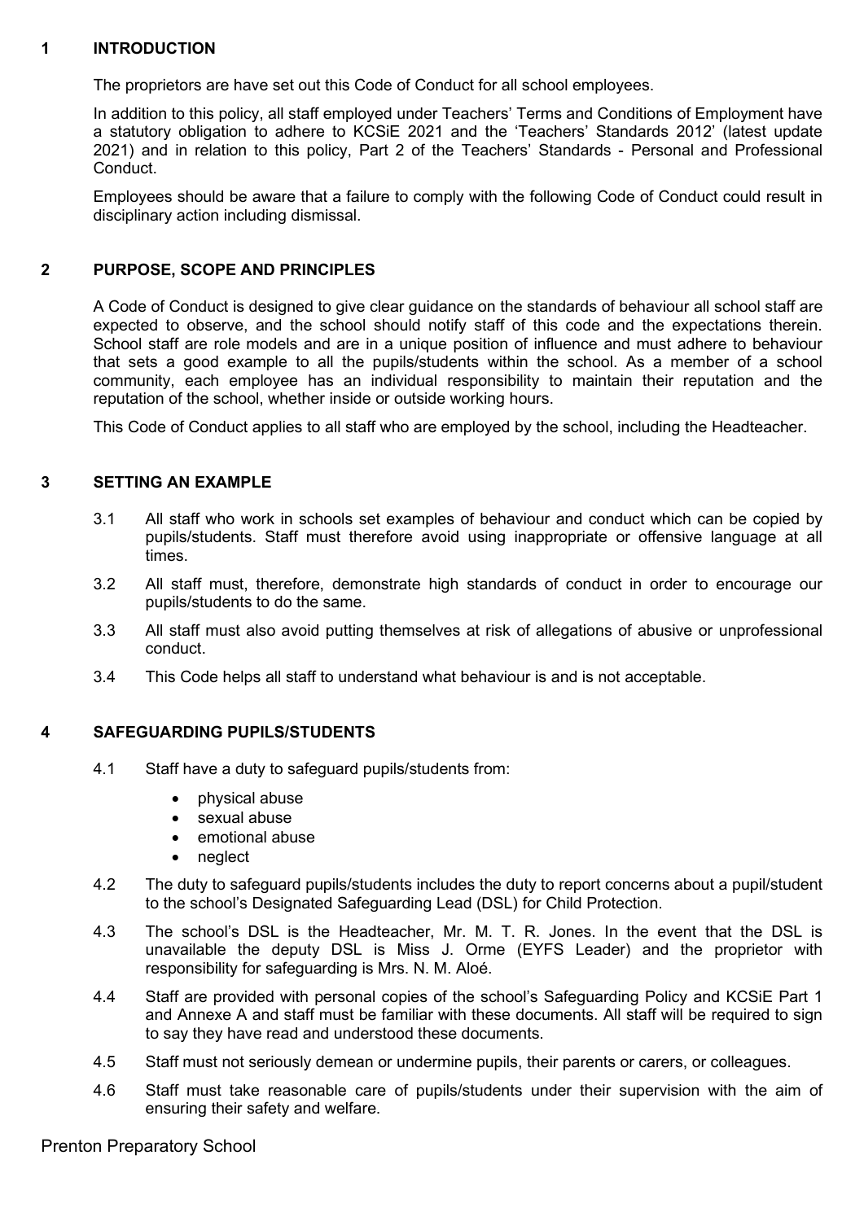## 1 INTRODUCTION

The proprietors are have set out this Code of Conduct for all school employees.

In addition to this policy, all staff employed under Teachers' Terms and Conditions of Employment have a statutory obligation to adhere to KCSiE 2021 and the 'Teachers' Standards 2012' (latest update 2021) and in relation to this policy, Part 2 of the Teachers' Standards - Personal and Professional Conduct.

Employees should be aware that a failure to comply with the following Code of Conduct could result in disciplinary action including dismissal.

## 2 PURPOSE, SCOPE AND PRINCIPLES

A Code of Conduct is designed to give clear guidance on the standards of behaviour all school staff are expected to observe, and the school should notify staff of this code and the expectations therein. School staff are role models and are in a unique position of influence and must adhere to behaviour that sets a good example to all the pupils/students within the school. As a member of a school community, each employee has an individual responsibility to maintain their reputation and the reputation of the school, whether inside or outside working hours.

This Code of Conduct applies to all staff who are employed by the school, including the Headteacher.

## 3 SETTING AN EXAMPLE

3.1 All staff who work in schools set examples of behaviour and conduct which can be copied by pupils/students. Staff must therefore avoid using inappropriate or offensive language at all times.

3.2 All staff must, therefore, demonstrate high standards of conduct in order to encourage our pupils/students to do the same.

3.3 All staff must also avoid putting themselves at risk of allegations of abusive or unprofessional conduct.

3.4 This Code helps all staff to understand what behaviour is and is not acceptable.

## 4 SAFEGUARDING PUPILS/STUDENTS

4.1 Staff have a duty to safeguard pupils/students from:

- physical abuse
- sexual abuse
- emotional abuse
- neglect

4.2 The duty to safeguard pupils/students includes the duty to report concerns about a pupil/student to the school's Designated Safeguarding Lead (DSL) for Child Protection.

4.3 The school's DSL is the Headteacher, Mr. M. T. R. Jones. In the event that the DSL is unavailable the deputy DSL is Miss J. Orme (EYFS Leader) and the proprietor with responsibility for safeguarding is Mrs. N. M. Aloé.

4.4 Staff are provided with personal copies of the school's Safeguarding Policy and KCSiE Part 1 and Annexe A and staff must be familiar with these documents. All staff will be required to sign to say they have read and understood these documents.

4.5 Staff must not seriously demean or undermine pupils, their parents or carers, or colleagues.

4.6 Staff must take reasonable care of pupils/students under their supervision with the aim of ensuring their safety and welfare.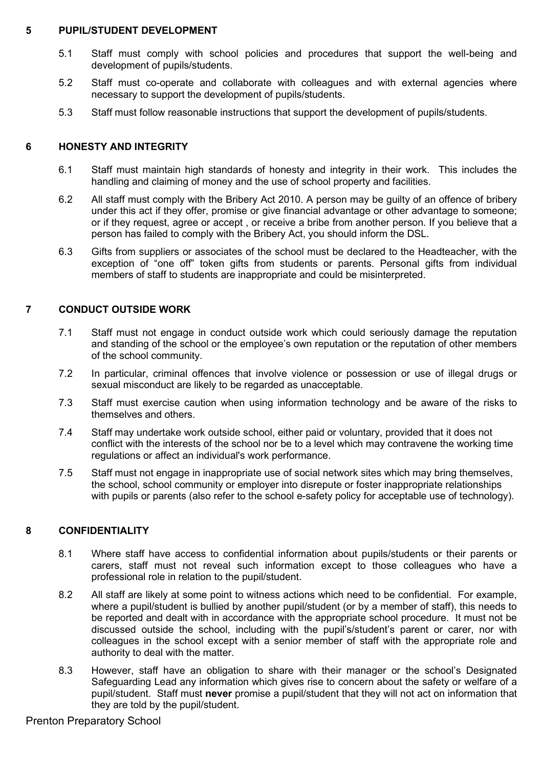## 5 PUPIL/STUDENT DEVELOPMENT

5.1 Staff must comply with school policies and procedures that support the well-being and development of pupils/students.

5.2 Staff must co-operate and collaborate with colleagues and with external agencies where necessary to support the development of pupils/students.

5.3 Staff must follow reasonable instructions that support the development of pupils/students.

## 6 HONESTY AND INTEGRITY

6.1 Staff must maintain high standards of honesty and integrity in their work. This includes the handling and claiming of money and the use of school property and facilities.

6.2 All staff must comply with the Bribery Act 2010. A person may be guilty of an offence of bribery under this act if they offer, promise or give financial advantage or other advantage to someone; or if they request, agree or accept , or receive a bribe from another person. If you believe that a person has failed to comply with the Bribery Act, you should inform the DSL.

6.3 Gifts from suppliers or associates of the school must be declared to the Headteacher, with the exception of "one off" token gifts from students or parents. Personal gifts from individual members of staff to students are inappropriate and could be misinterpreted.

## 7 CONDUCT OUTSIDE WORK

7.1 Staff must not engage in conduct outside work which could seriously damage the reputation and standing of the school or the employee's own reputation or the reputation of other members of the school community.

7.2 In particular, criminal offences that involve violence or possession or use of illegal drugs or sexual misconduct are likely to be regarded as unacceptable.

7.3 Staff must exercise caution when using information technology and be aware of the risks to themselves and others.

7.4 Staff may undertake work outside school, either paid or voluntary, provided that it does not conflict with the interests of the school nor be to a level which may contravene the working time regulations or affect an individual's work performance.

7.5 Staff must not engage in inappropriate use of social network sites which may bring themselves, the school, school community or employer into disrepute or foster inappropriate relationships with pupils or parents (also refer to the school e-safety policy for acceptable use of technology).

## 8 CONFIDENTIALITY

8.1 Where staff have access to confidential information about pupils/students or their parents or carers, staff must not reveal such information except to those colleagues who have a professional role in relation to the pupil/student.

8.2 All staff are likely at some point to witness actions which need to be confidential. For example, where a pupil/student is bullied by another pupil/student (or by a member of staff), this needs to be reported and dealt with in accordance with the appropriate school procedure. It must not be discussed outside the school, including with the pupil's/student's parent or carer, nor with colleagues in the school except with a senior member of staff with the appropriate role and authority to deal with the matter.

8.3 However, staff have an obligation to share with their manager or the school's Designated Safeguarding Lead any information which gives rise to concern about the safety or welfare of a pupil/student. Staff must **never** promise a pupil/student that they will not act on information that they are told by the pupil/student.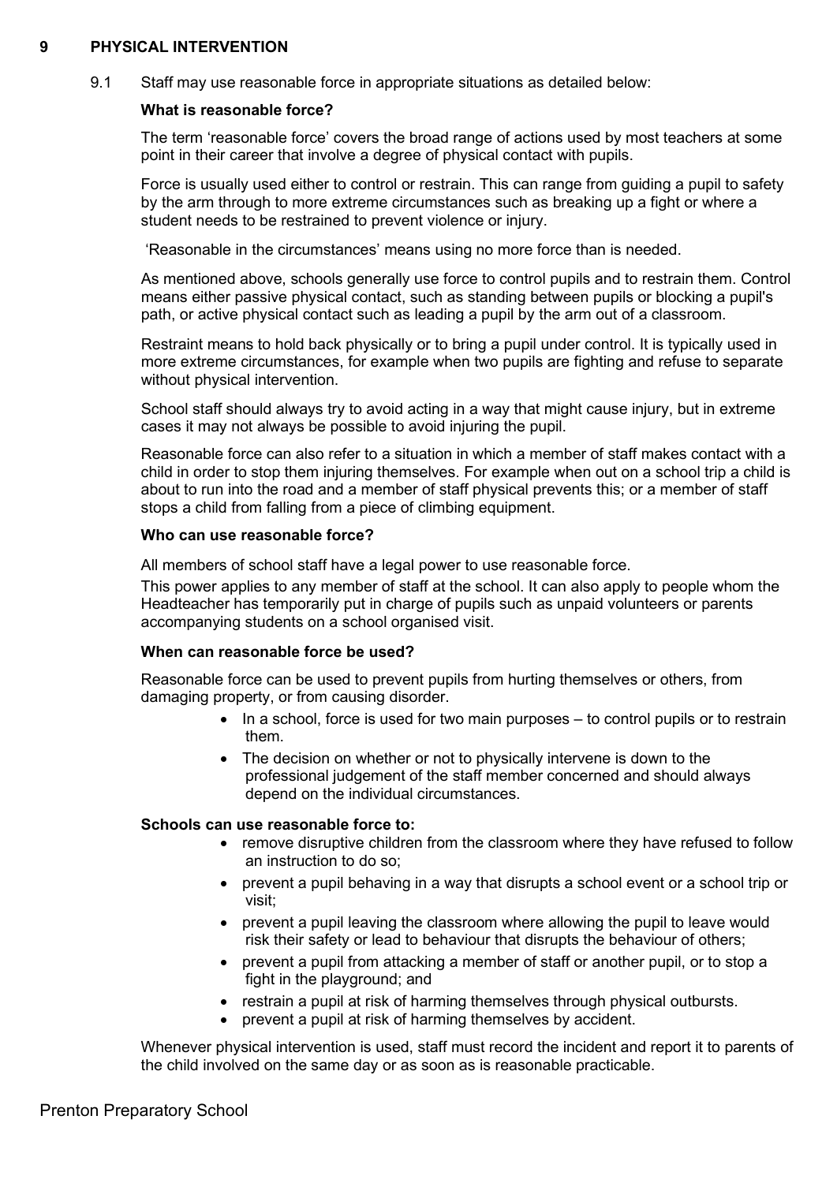## 9 PHYSICAL INTERVENTION

9.1 Staff may use reasonable force in appropriate situations as detailed below:

**What is reasonable force?**

The term 'reasonable force' covers the broad range of actions used by most teachers at some point in their career that involve a degree of physical contact with pupils.

Force is usually used either to control or restrain. This can range from guiding a pupil to safety by the arm through to more extreme circumstances such as breaking up a fight or where a student needs to be restrained to prevent violence or injury.

'Reasonable in the circumstances' means using no more force than is needed.

As mentioned above, schools generally use force to control pupils and to restrain them. Control means either passive physical contact, such as standing between pupils or blocking a pupil's path, or active physical contact such as leading a pupil by the arm out of a classroom.

Restraint means to hold back physically or to bring a pupil under control. It is typically used in more extreme circumstances, for example when two pupils are fighting and refuse to separate without physical intervention.

School staff should always try to avoid acting in a way that might cause injury, but in extreme cases it may not always be possible to avoid injuring the pupil.

Reasonable force can also refer to a situation in which a member of staff makes contact with a child in order to stop them injuring themselves. For example when out on a school trip a child is about to run into the road and a member of staff physical prevents this; or a member of staff stops a child from falling from a piece of climbing equipment.

**Who can use reasonable force?**

All members of school staff have a legal power to use reasonable force.

This power applies to any member of staff at the school. It can also apply to people whom the Headteacher has temporarily put in charge of pupils such as unpaid volunteers or parents accompanying students on a school organised visit.

**When can reasonable force be used?**

Reasonable force can be used to prevent pupils from hurting themselves or others, from damaging property, or from causing disorder.

- In a school, force is used for two main purposes – to control pupils or to restrain them.
- The decision on whether or not to physically intervene is down to the professional judgement of the staff member concerned and should always depend on the individual circumstances.

**Schools can use reasonable force to:**

- remove disruptive children from the classroom where they have refused to follow an instruction to do so;
- prevent a pupil behaving in a way that disrupts a school event or a school trip or visit;
- prevent a pupil leaving the classroom where allowing the pupil to leave would risk their safety or lead to behaviour that disrupts the behaviour of others;
- prevent a pupil from attacking a member of staff or another pupil, or to stop a fight in the playground; and
- restrain a pupil at risk of harming themselves through physical outbursts.
- prevent a pupil at risk of harming themselves by accident.

Whenever physical intervention is used, staff must record the incident and report it to parents of the child involved on the same day or as soon as is reasonable practicable.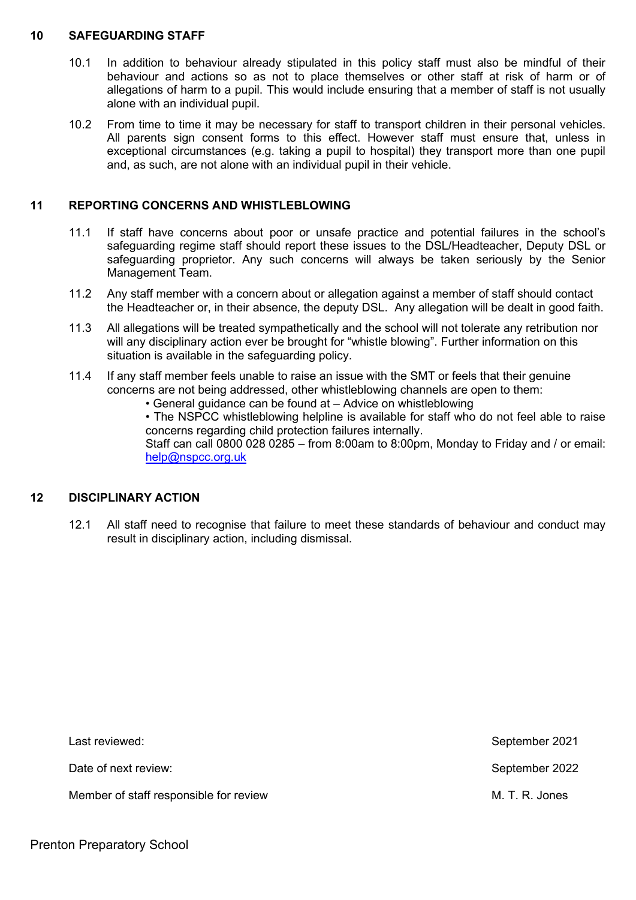## 10 SAFEGUARDING STAFF

10.1 In addition to behaviour already stipulated in this policy staff must also be mindful of their behaviour and actions so as not to place themselves or other staff at risk of harm or of allegations of harm to a pupil. This would include ensuring that a member of staff is not usually alone with an individual pupil.

10.2 From time to time it may be necessary for staff to transport children in their personal vehicles. All parents sign consent forms to this effect. However staff must ensure that, unless in exceptional circumstances (e.g. taking a pupil to hospital) they transport more than one pupil and, as such, are not alone with an individual pupil in their vehicle.

## 11 REPORTING CONCERNS AND WHISTLEBLOWING

11.1 If staff have concerns about poor or unsafe practice and potential failures in the school's safeguarding regime staff should report these issues to the DSL/Headteacher, Deputy DSL or safeguarding proprietor. Any such concerns will always be taken seriously by the Senior Management Team.

11.2 Any staff member with a concern about or allegation against a member of staff should contact the Headteacher or, in their absence, the deputy DSL. Any allegation will be dealt in good faith.

11.3 All allegations will be treated sympathetically and the school will not tolerate any retribution nor will any disciplinary action ever be brought for "whistle blowing". Further information on this situation is available in the safeguarding policy.

11.4 If any staff member feels unable to raise an issue with the SMT or feels that their genuine concerns are not being addressed, other whistleblowing channels are open to them:

- General guidance can be found at – Advice on whistleblowing
- The NSPCC whistleblowing helpline is available for staff who do not feel able to raise concerns regarding child protection failures internally.

Staff can call 0800 028 0285 – from 8:00am to 8:00pm, Monday to Friday and / or email: help@nspcc.org.uk

## 12 DISCIPLINARY ACTION

12.1 All staff need to recognise that failure to meet these standards of behaviour and conduct may result in disciplinary action, including dismissal.

| | |
|---|---|
| Last reviewed: | September 2021 |
| Date of next review: | September 2022 |
| Member of staff responsible for review | M. T. R. Jones |

Prenton Preparatory School